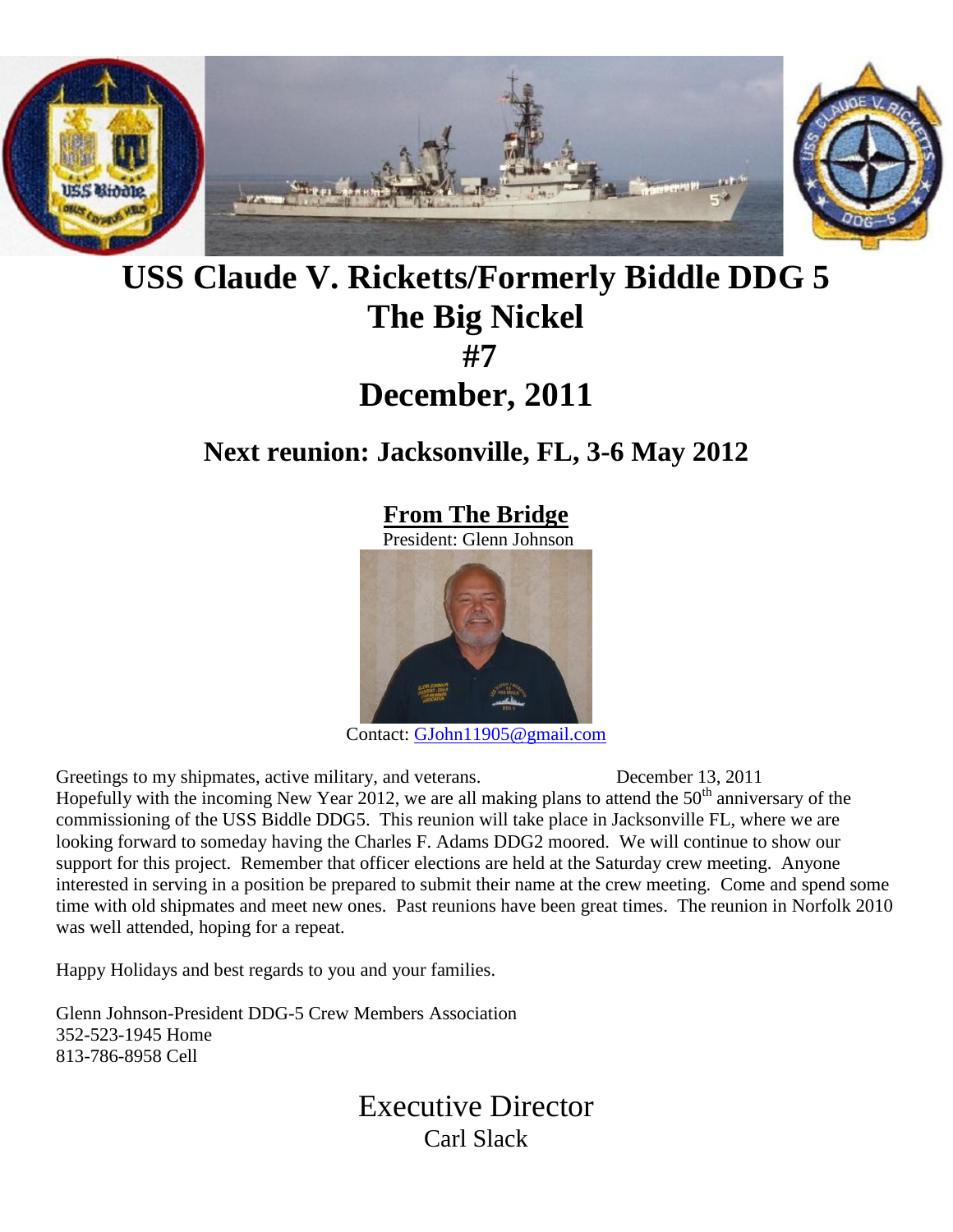# USS Claude V. Ricketts/Formerly Biddle DDG 5
# The Big Nickel
# #7
# December, 2011

## Next reunion: Jacksonville, FL, 3-6 May 2012

### From The Bridge

President: Glenn Johnson

Contact: [GJohn11905@gmail.com](mailto:GJohn11905@gmail.com)

Greetings to my shipmates, active military, and veterans. December 13, 2011

Hopefully with the incoming New Year 2012, we are all making plans to attend the 50th anniversary of the commissioning of the USS Biddle DDG5. This reunion will take place in Jacksonville FL, where we are looking forward to someday having the Charles F. Adams DDG2 moored. We will continue to show our support for this project. Remember that officer elections are held at the Saturday crew meeting. Anyone interested in serving in a position be prepared to submit their name at the crew meeting. Come and spend some time with old shipmates and meet new ones. Past reunions have been great times. The reunion in Norfolk 2010 was well attended, hoping for a repeat.

Happy Holidays and best regards to you and your families.

Glenn Johnson-President DDG-5 Crew Members Association
352-523-1945 Home
813-786-8958 Cell

## Executive Director

Carl Slack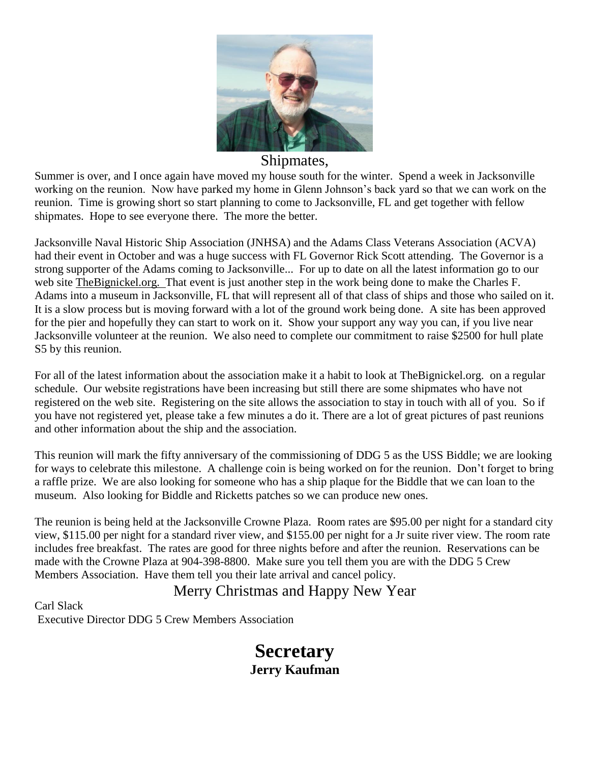Shipmates,

Summer is over, and I once again have moved my house south for the winter. Spend a week in Jacksonville working on the reunion. Now have parked my home in Glenn Johnson's back yard so that we can work on the reunion. Time is growing short so start planning to come to Jacksonville, FL and get together with fellow shipmates. Hope to see everyone there. The more the better.

Jacksonville Naval Historic Ship Association (JNHSA) and the Adams Class Veterans Association (ACVA) had their event in October and was a huge success with FL Governor Rick Scott attending. The Governor is a strong supporter of the Adams coming to Jacksonville... For up to date on all the latest information go to our web site TheBignickel.org. That event is just another step in the work being done to make the Charles F. Adams into a museum in Jacksonville, FL that will represent all of that class of ships and those who sailed on it. It is a slow process but is moving forward with a lot of the ground work being done. A site has been approved for the pier and hopefully they can start to work on it. Show your support any way you can, if you live near Jacksonville volunteer at the reunion. We also need to complete our commitment to raise $2500 for hull plate S5 by this reunion.

For all of the latest information about the association make it a habit to look at TheBignickel.org. on a regular schedule. Our website registrations have been increasing but still there are some shipmates who have not registered on the web site. Registering on the site allows the association to stay in touch with all of you. So if you have not registered yet, please take a few minutes a do it. There are a lot of great pictures of past reunions and other information about the ship and the association.

This reunion will mark the fifty anniversary of the commissioning of DDG 5 as the USS Biddle; we are looking for ways to celebrate this milestone. A challenge coin is being worked on for the reunion. Don't forget to bring a raffle prize. We are also looking for someone who has a ship plaque for the Biddle that we can loan to the museum. Also looking for Biddle and Ricketts patches so we can produce new ones.

The reunion is being held at the Jacksonville Crowne Plaza. Room rates are $95.00 per night for a standard city view, $115.00 per night for a standard river view, and $155.00 per night for a Jr suite river view. The room rate includes free breakfast. The rates are good for three nights before and after the reunion. Reservations can be made with the Crowne Plaza at 904-398-8800. Make sure you tell them you are with the DDG 5 Crew Members Association. Have them tell you their late arrival and cancel policy.

Merry Christmas and Happy New Year

Carl Slack
Executive Director DDG 5 Crew Members Association

# Secretary

**Jerry Kaufman**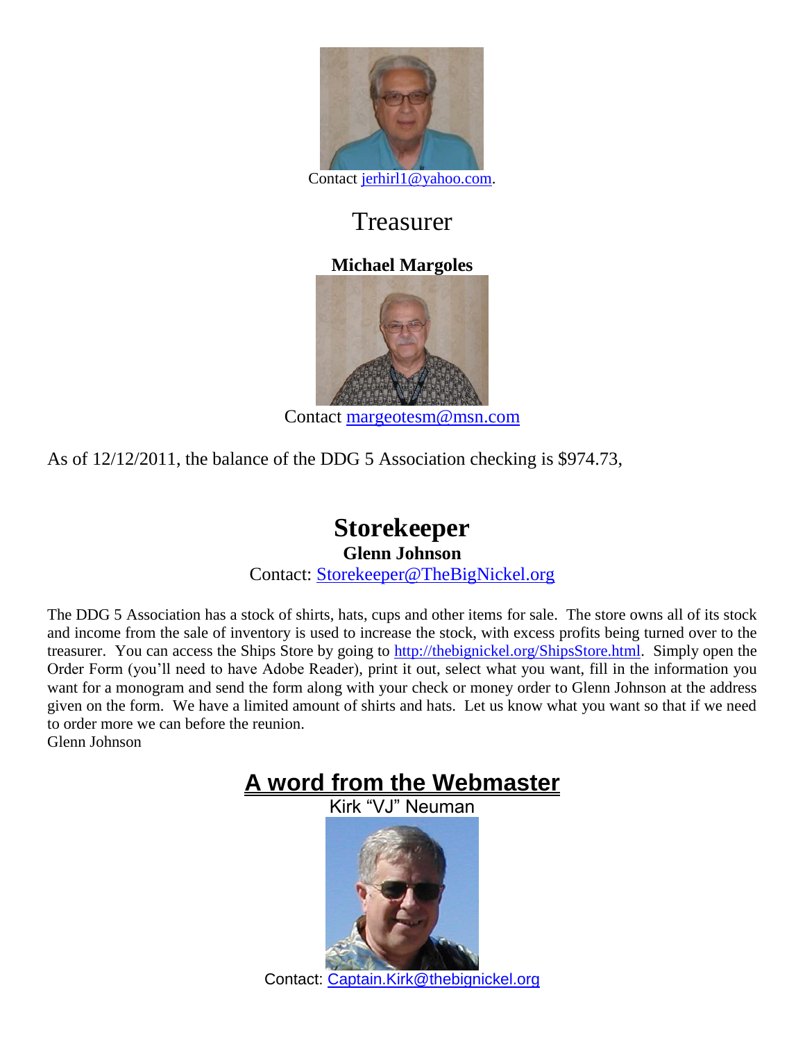Contact jerhirl1@yahoo.com.

## Treasurer

**Michael Margoles**

Contact margeotesm@msn.com

As of 12/12/2011, the balance of the DDG 5 Association checking is $974.73,

## Storekeeper

**Glenn Johnson**

Contact: Storekeeper@TheBigNickel.org

The DDG 5 Association has a stock of shirts, hats, cups and other items for sale. The store owns all of its stock and income from the sale of inventory is used to increase the stock, with excess profits being turned over to the treasurer. You can access the Ships Store by going to http://thebignickel.org/ShipsStore.html. Simply open the Order Form (you'll need to have Adobe Reader), print it out, select what you want, fill in the information you want for a monogram and send the form along with your check or money order to Glenn Johnson at the address given on the form. We have a limited amount of shirts and hats. Let us know what you want so that if we need to order more we can before the reunion.
Glenn Johnson

## A word from the Webmaster

Kirk "VJ" Neuman

Contact: Captain.Kirk@thebignickel.org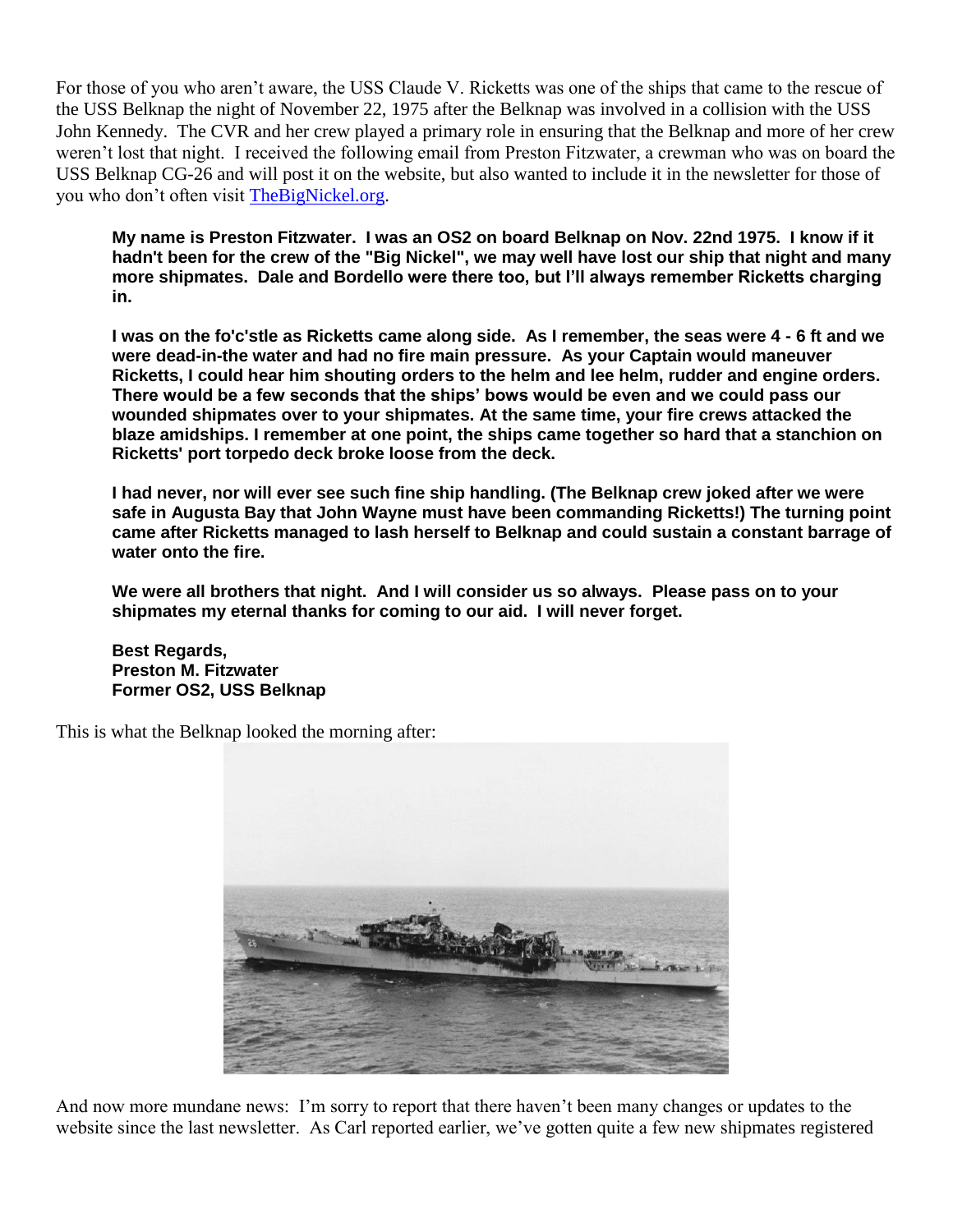For those of you who aren't aware, the USS Claude V. Ricketts was one of the ships that came to the rescue of the USS Belknap the night of November 22, 1975 after the Belknap was involved in a collision with the USS John Kennedy. The CVR and her crew played a primary role in ensuring that the Belknap and more of her crew weren't lost that night. I received the following email from Preston Fitzwater, a crewman who was on board the USS Belknap CG-26 and will post it on the website, but also wanted to include it in the newsletter for those of you who don't often visit [TheBigNickel.org](TheBigNickel.org).

> **My name is Preston Fitzwater. I was an OS2 on board Belknap on Nov. 22nd 1975. I know if it hadn't been for the crew of the "Big Nickel", we may well have lost our ship that night and many more shipmates. Dale and Bordello were there too, but I'll always remember Ricketts charging in.**
>
> **I was on the fo'c'stle as Ricketts came along side. As I remember, the seas were 4 - 6 ft and we were dead-in-the water and had no fire main pressure. As your Captain would maneuver Ricketts, I could hear him shouting orders to the helm and lee helm, rudder and engine orders. There would be a few seconds that the ships' bows would be even and we could pass our wounded shipmates over to your shipmates. At the same time, your fire crews attacked the blaze amidships. I remember at one point, the ships came together so hard that a stanchion on Ricketts' port torpedo deck broke loose from the deck.**
>
> **I had never, nor will ever see such fine ship handling. (The Belknap crew joked after we were safe in Augusta Bay that John Wayne must have been commanding Ricketts!) The turning point came after Ricketts managed to lash herself to Belknap and could sustain a constant barrage of water onto the fire.**
>
> **We were all brothers that night. And I will consider us so always. Please pass on to your shipmates my eternal thanks for coming to our aid. I will never forget.**
>
> **Best Regards,**
> **Preston M. Fitzwater**
> **Former OS2, USS Belknap**

This is what the Belknap looked the morning after:

And now more mundane news: I'm sorry to report that there haven't been many changes or updates to the website since the last newsletter. As Carl reported earlier, we've gotten quite a few new shipmates registered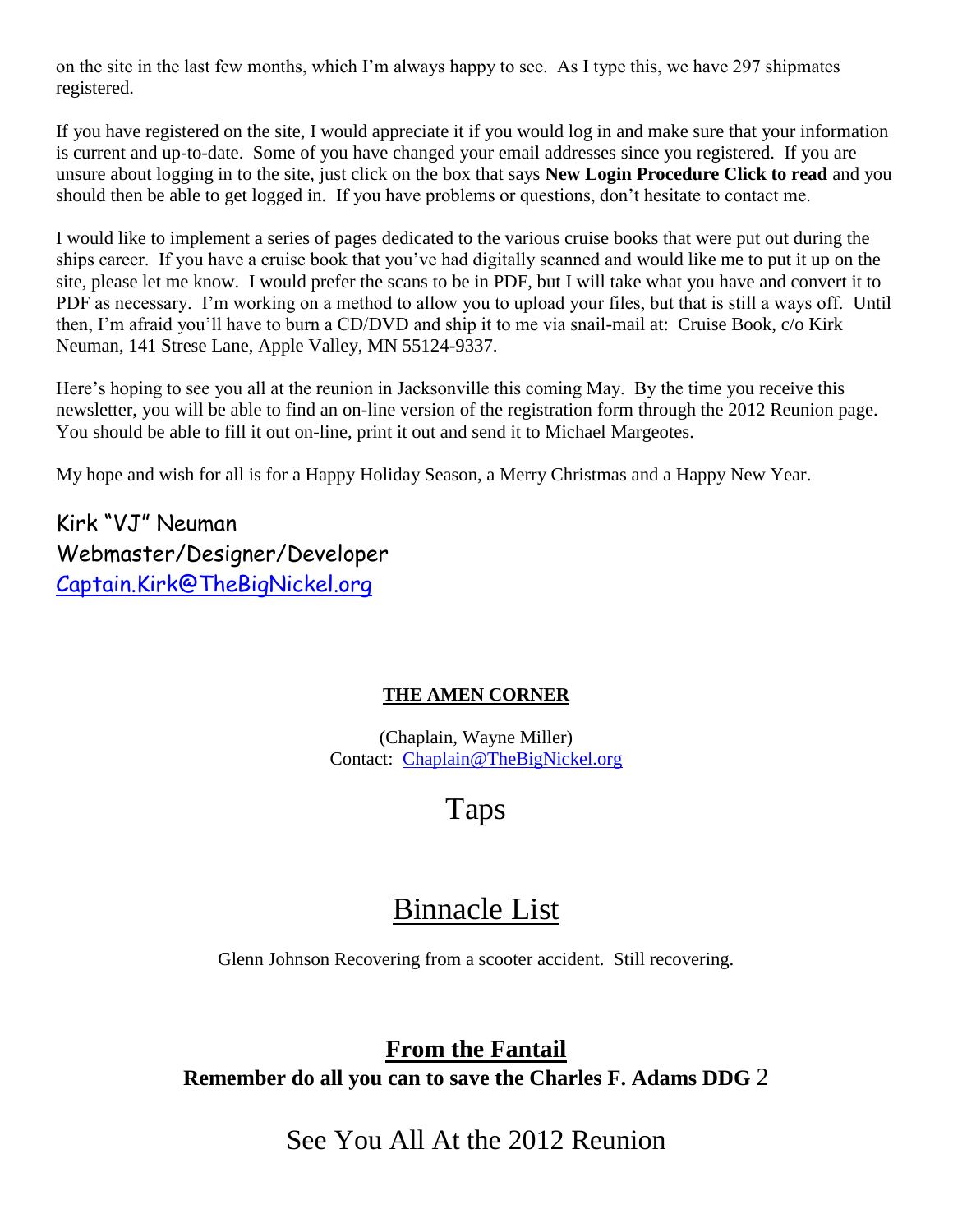on the site in the last few months, which I'm always happy to see. As I type this, we have 297 shipmates registered.

If you have registered on the site, I would appreciate it if you would log in and make sure that your information is current and up-to-date. Some of you have changed your email addresses since you registered. If you are unsure about logging in to the site, just click on the box that says **New Login Procedure Click to read** and you should then be able to get logged in. If you have problems or questions, don't hesitate to contact me.

I would like to implement a series of pages dedicated to the various cruise books that were put out during the ships career. If you have a cruise book that you've had digitally scanned and would like me to put it up on the site, please let me know. I would prefer the scans to be in PDF, but I will take what you have and convert it to PDF as necessary. I'm working on a method to allow you to upload your files, but that is still a ways off. Until then, I'm afraid you'll have to burn a CD/DVD and ship it to me via snail-mail at: Cruise Book, c/o Kirk Neuman, 141 Strese Lane, Apple Valley, MN 55124-9337.

Here's hoping to see you all at the reunion in Jacksonville this coming May. By the time you receive this newsletter, you will be able to find an on-line version of the registration form through the 2012 Reunion page. You should be able to fill it out on-line, print it out and send it to Michael Margeotes.

My hope and wish for all is for a Happy Holiday Season, a Merry Christmas and a Happy New Year.

Kirk "VJ" Neuman
Webmaster/Designer/Developer
Captain.Kirk@TheBigNickel.org

## THE AMEN CORNER

(Chaplain, Wayne Miller)
Contact: Chaplain@TheBigNickel.org

# Taps

# Binnacle List

Glenn Johnson Recovering from a scooter accident. Still recovering.

## From the Fantail

**Remember do all you can to save the Charles F. Adams DDG 2**

# See You All At the 2012 Reunion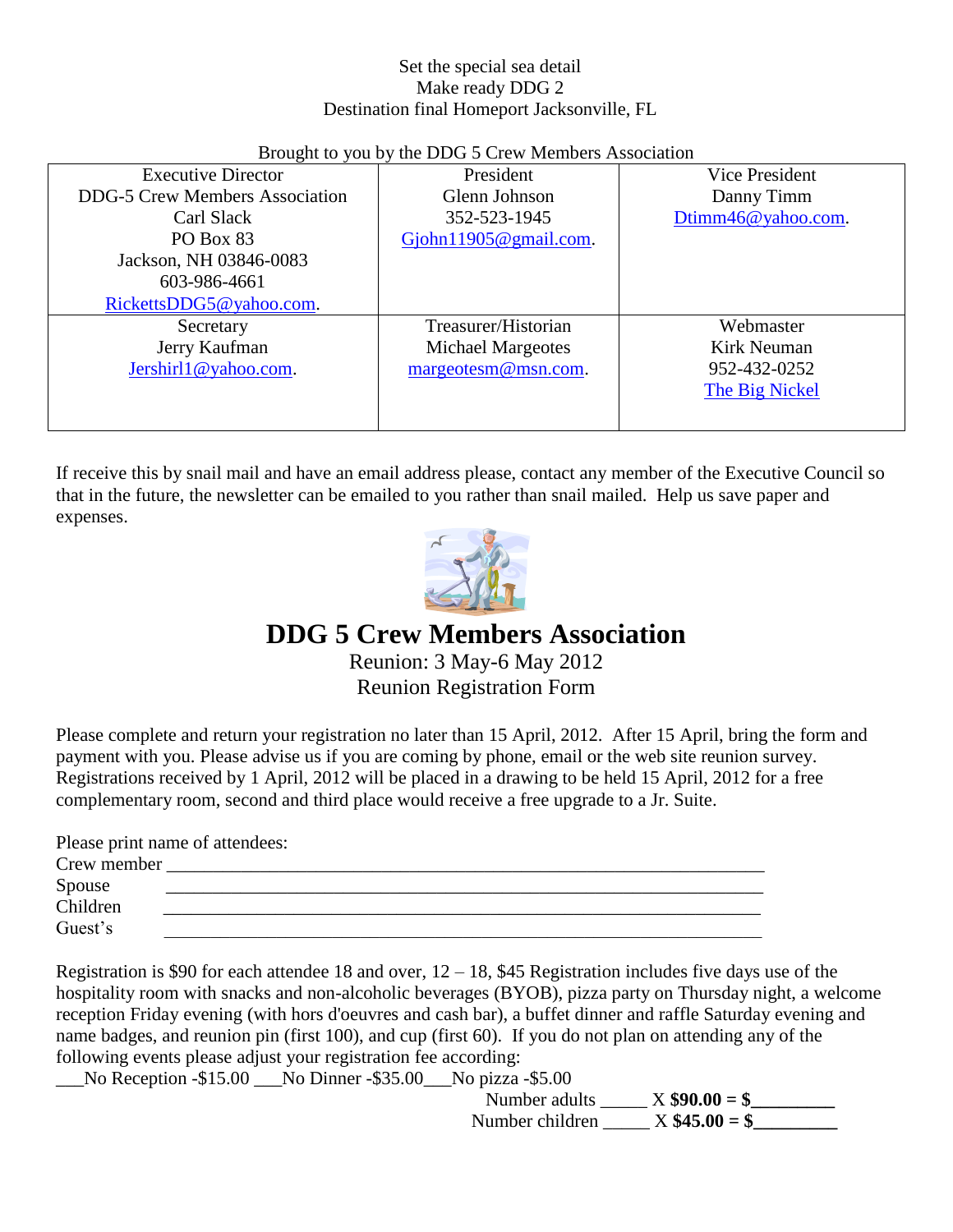Set the special sea detail
Make ready DDG 2
Destination final Homeport Jacksonville, FL

Brought to you by the DDG 5 Crew Members Association

| Executive Director<br>DDG-5 Crew Members Association<br>Carl Slack<br>PO Box 83<br>Jackson, NH 03846-0083<br>603-986-4661<br>RickettsDDG5@yahoo.com. | President<br>Glenn Johnson<br>352-523-1945<br>Gjohn11905@gmail.com. | Vice President<br>Danny Timm<br>Dtimm46@yahoo.com. |
|---|---|---|
| Secretary<br>Jerry Kaufman<br>Jershirl1@yahoo.com. | Treasurer/Historian<br>Michael Margeotes<br>margeotesm@msn.com. | Webmaster<br>Kirk Neuman<br>952-432-0252<br>The Big Nickel |

If receive this by snail mail and have an email address please, contact any member of the Executive Council so that in the future, the newsletter can be emailed to you rather than snail mailed. Help us save paper and expenses.

# DDG 5 Crew Members Association

Reunion: 3 May-6 May 2012
Reunion Registration Form

Please complete and return your registration no later than 15 April, 2012. After 15 April, bring the form and payment with you. Please advise us if you are coming by phone, email or the web site reunion survey. Registrations received by 1 April, 2012 will be placed in a drawing to be held 15 April, 2012 for a free complementary room, second and third place would receive a free upgrade to a Jr. Suite.

Please print name of attendees:
Crew member ___________________________________________________________________
Spouse ___________________________________________________________________
Children ___________________________________________________________________
Guest's ___________________________________________________________________

Registration is $90 for each attendee 18 and over, 12 – 18, $45 Registration includes five days use of the hospitality room with snacks and non-alcoholic beverages (BYOB), pizza party on Thursday night, a welcome reception Friday evening (with hors d'oeuvres and cash bar), a buffet dinner and raffle Saturday evening and name badges, and reunion pin (first 100), and cup (first 60). If you do not plan on attending any of the following events please adjust your registration fee according:

___No Reception -$15.00 ___No Dinner -$35.00___No pizza -$5.00

Number adults _____ X **$90.00 = $_________**
Number children _____ X **$45.00 = $_________**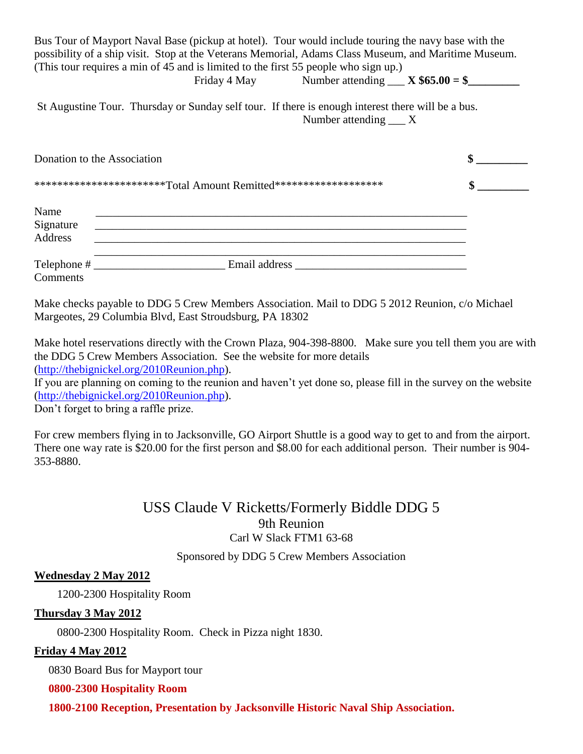Bus Tour of Mayport Naval Base (pickup at hotel). Tour would include touring the navy base with the possibility of a ship visit. Stop at the Veterans Memorial, Adams Class Museum, and Maritime Museum. (This tour requires a min of 45 and is limited to the first 55 people who sign up.)

Friday 4 May Number attending ___ **X $65.00 = $_________**

St Augustine Tour. Thursday or Sunday self tour. If there is enough interest there will be a bus.

Number attending ___ X

Donation to the Association **$ _________**

\*\*\*\*\*\*\*\*\*\*\*\*\*\*\*\*\*\*\*\*\*\*\*Total Amount Remitted\*\*\*\*\*\*\*\*\*\*\*\*\*\*\*\*\*\*\* **$ _________**

Name ________________________________________________________________

Signature ________________________________________________________________

Address ________________________________________________________________

________________________________________________________________

Telephone # ________________________ Email address _______________________________

Comments

Make checks payable to DDG 5 Crew Members Association. Mail to DDG 5 2012 Reunion, c/o Michael Margeotes, 29 Columbia Blvd, East Stroudsburg, PA 18302

Make hotel reservations directly with the Crown Plaza, 904-398-8800. Make sure you tell them you are with the DDG 5 Crew Members Association. See the website for more details (http://thebignickel.org/2010Reunion.php).

If you are planning on coming to the reunion and haven't yet done so, please fill in the survey on the website (http://thebignickel.org/2010Reunion.php).

Don't forget to bring a raffle prize.

For crew members flying in to Jacksonville, GO Airport Shuttle is a good way to get to and from the airport. There one way rate is $20.00 for the first person and $8.00 for each additional person. Their number is 904-353-8880.

# USS Claude V Ricketts/Formerly Biddle DDG 5

## 9th Reunion

Carl W Slack FTM1 63-68

Sponsored by DDG 5 Crew Members Association

**Wednesday 2 May 2012**

1200-2300 Hospitality Room

**Thursday 3 May 2012**

0800-2300 Hospitality Room. Check in Pizza night 1830.

**Friday 4 May 2012**

0830 Board Bus for Mayport tour

**0800-2300 Hospitality Room**

**1800-2100 Reception, Presentation by Jacksonville Historic Naval Ship Association.**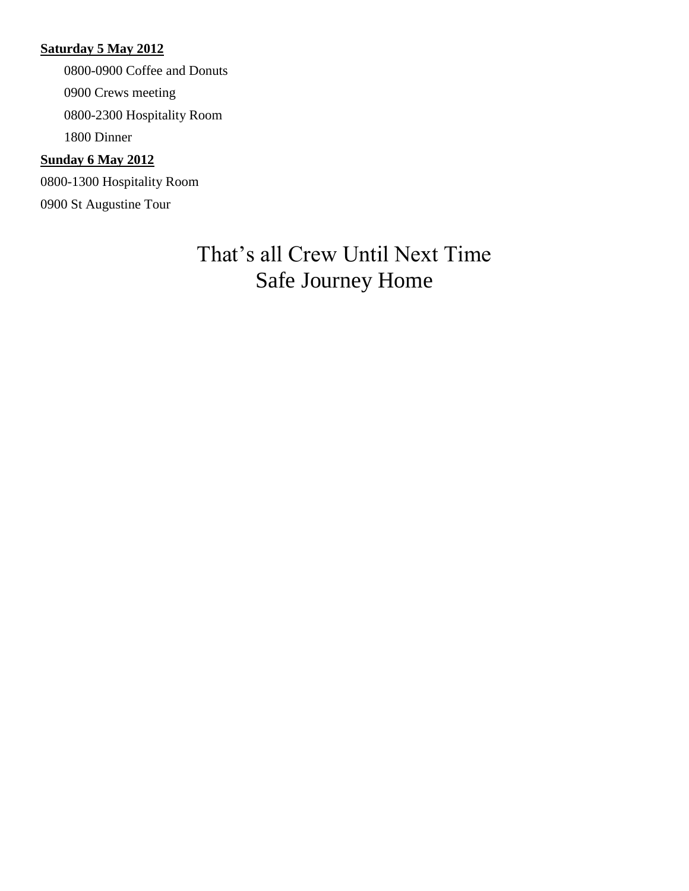**Saturday 5 May 2012**

0800-0900 Coffee and Donuts

0900 Crews meeting

0800-2300 Hospitality Room

1800 Dinner

**Sunday 6 May 2012**

0800-1300 Hospitality Room

0900 St Augustine Tour

That's all Crew Until Next Time
Safe Journey Home